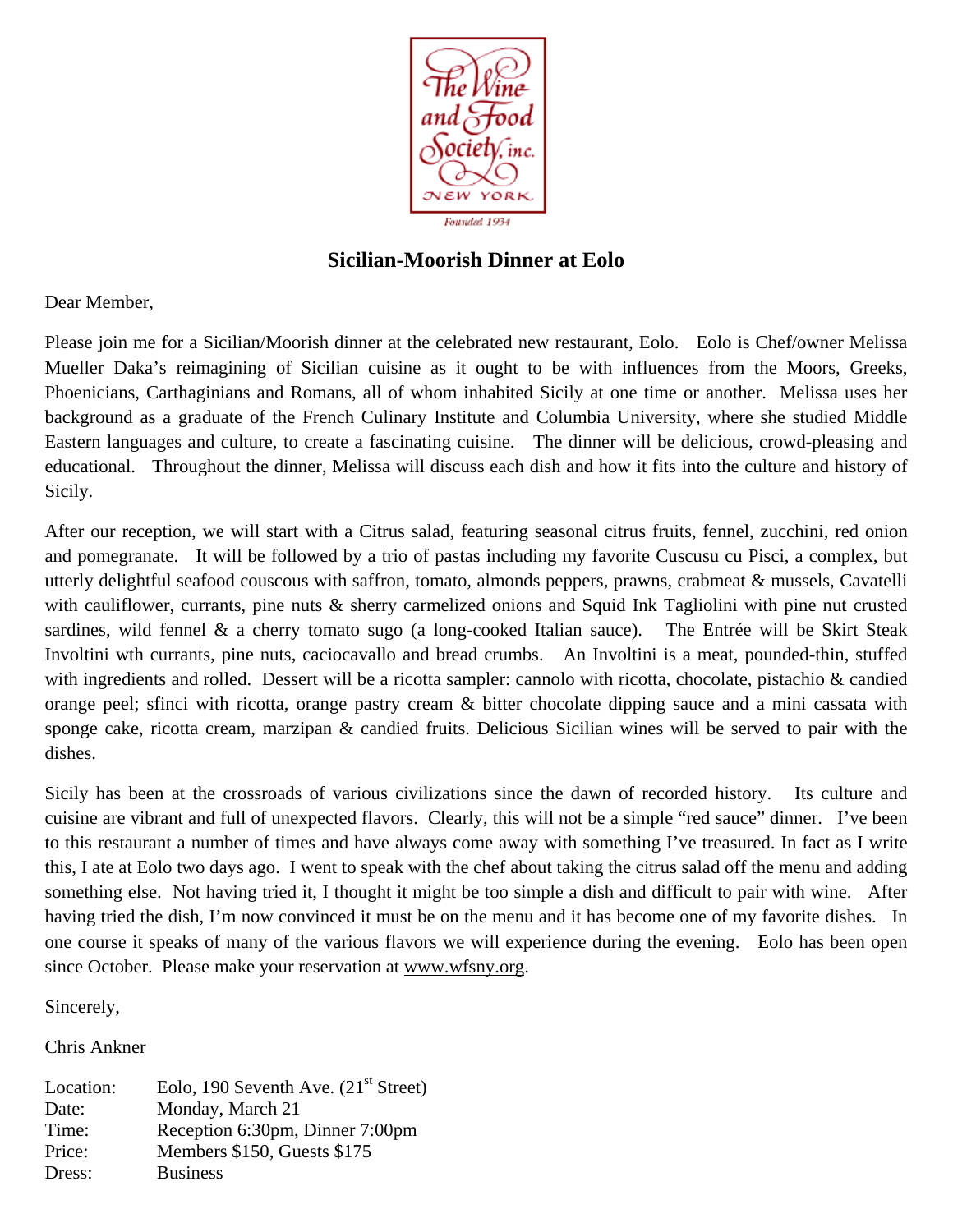The Wine and Food Society, inc.
NEW YORK
Founded 1934

## Sicilian-Moorish Dinner at Eolo

Dear Member,

Please join me for a Sicilian/Moorish dinner at the celebrated new restaurant, Eolo. Eolo is Chef/owner Melissa Mueller Daka's reimagining of Sicilian cuisine as it ought to be with influences from the Moors, Greeks, Phoenicians, Carthaginians and Romans, all of whom inhabited Sicily at one time or another. Melissa uses her background as a graduate of the French Culinary Institute and Columbia University, where she studied Middle Eastern languages and culture, to create a fascinating cuisine. The dinner will be delicious, crowd-pleasing and educational. Throughout the dinner, Melissa will discuss each dish and how it fits into the culture and history of Sicily.

After our reception, we will start with a Citrus salad, featuring seasonal citrus fruits, fennel, zucchini, red onion and pomegranate. It will be followed by a trio of pastas including my favorite Cuscusu cu Pisci, a complex, but utterly delightful seafood couscous with saffron, tomato, almonds peppers, prawns, crabmeat & mussels, Cavatelli with cauliflower, currants, pine nuts & sherry carmelized onions and Squid Ink Tagliolini with pine nut crusted sardines, wild fennel & a cherry tomato sugo (a long-cooked Italian sauce). The Entrée will be Skirt Steak Involtini wth currants, pine nuts, caciocavallo and bread crumbs. An Involtini is a meat, pounded-thin, stuffed with ingredients and rolled. Dessert will be a ricotta sampler: cannolo with ricotta, chocolate, pistachio & candied orange peel; sfinci with ricotta, orange pastry cream & bitter chocolate dipping sauce and a mini cassata with sponge cake, ricotta cream, marzipan & candied fruits. Delicious Sicilian wines will be served to pair with the dishes.

Sicily has been at the crossroads of various civilizations since the dawn of recorded history. Its culture and cuisine are vibrant and full of unexpected flavors. Clearly, this will not be a simple "red sauce" dinner. I've been to this restaurant a number of times and have always come away with something I've treasured. In fact as I write this, I ate at Eolo two days ago. I went to speak with the chef about taking the citrus salad off the menu and adding something else. Not having tried it, I thought it might be too simple a dish and difficult to pair with wine. After having tried the dish, I'm now convinced it must be on the menu and it has become one of my favorite dishes. In one course it speaks of many of the various flavors we will experience during the evening. Eolo has been open since October. Please make your reservation at www.wfsny.org.

Sincerely,

Chris Ankner

| | |
|---|---|
| Location: | Eolo, 190 Seventh Ave. (21st Street) |
| Date: | Monday, March 21 |
| Time: | Reception 6:30pm, Dinner 7:00pm |
| Price: | Members $150, Guests $175 |
| Dress: | Business |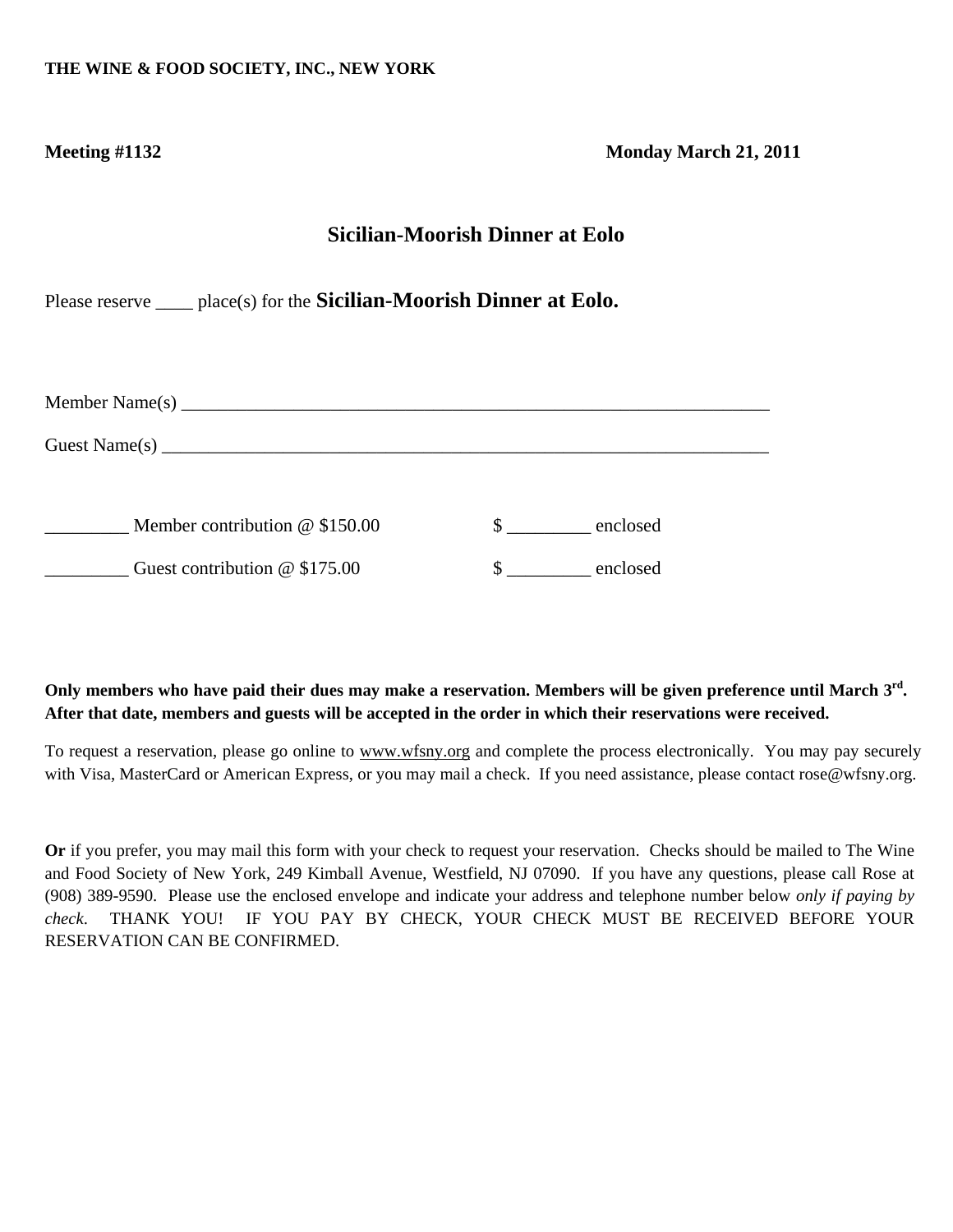**THE WINE & FOOD SOCIETY, INC., NEW YORK**

**Meeting #1132** **Monday March 21, 2011**

## Sicilian-Moorish Dinner at Eolo

Please reserve ____ place(s) for the **Sicilian-Moorish Dinner at Eolo.**

Member Name(s) ___________________________________________________________________

Guest Name(s) _____________________________________________________________________

_________ Member contribution @ $150.00 $ _________ enclosed

_________ Guest contribution @ $175.00 $ _________ enclosed

**Only members who have paid their dues may make a reservation. Members will be given preference until March 3rd. After that date, members and guests will be accepted in the order in which their reservations were received.**

To request a reservation, please go online to www.wfsny.org and complete the process electronically. You may pay securely with Visa, MasterCard or American Express, or you may mail a check. If you need assistance, please contact rose@wfsny.org.

**Or** if you prefer, you may mail this form with your check to request your reservation. Checks should be mailed to The Wine and Food Society of New York, 249 Kimball Avenue, Westfield, NJ 07090. If you have any questions, please call Rose at (908) 389-9590. Please use the enclosed envelope and indicate your address and telephone number below *only if paying by check*. THANK YOU! IF YOU PAY BY CHECK, YOUR CHECK MUST BE RECEIVED BEFORE YOUR RESERVATION CAN BE CONFIRMED.